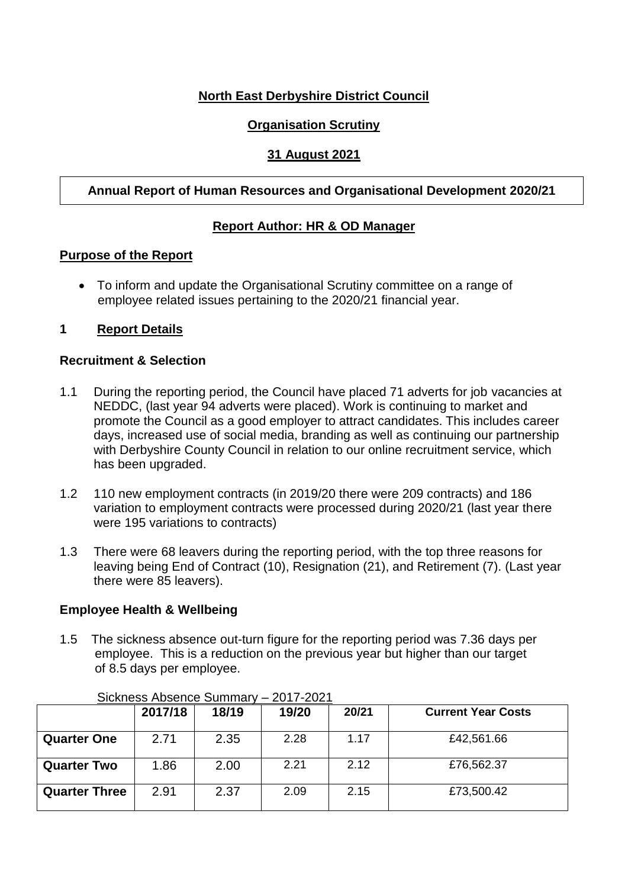**North East Derbyshire District Council**

**Organisation Scrutiny**

**31 August 2021**

**Annual Report of Human Resources and Organisational Development 2020/21**

**Report Author: HR & OD Manager**

**Purpose of the Report**

- To inform and update the Organisational Scrutiny committee on a range of employee related issues pertaining to the 2020/21 financial year.

## 1 Report Details

### Recruitment & Selection

1.1 During the reporting period, the Council have placed 71 adverts for job vacancies at NEDDC, (last year 94 adverts were placed). Work is continuing to market and promote the Council as a good employer to attract candidates. This includes career days, increased use of social media, branding as well as continuing our partnership with Derbyshire County Council in relation to our online recruitment service, which has been upgraded.

1.2 110 new employment contracts (in 2019/20 there were 209 contracts) and 186 variation to employment contracts were processed during 2020/21 (last year there were 195 variations to contracts)

1.3 There were 68 leavers during the reporting period, with the top three reasons for leaving being End of Contract (10), Resignation (21), and Retirement (7). (Last year there were 85 leavers).

### Employee Health & Wellbeing

1.5 The sickness absence out-turn figure for the reporting period was 7.36 days per employee. This is a reduction on the previous year but higher than our target of 8.5 days per employee.

Sickness Absence Summary – 2017-2021

| | 2017/18 | 18/19 | 19/20 | 20/21 | Current Year Costs |
|---|---|---|---|---|---|
| **Quarter One** | 2.71 | 2.35 | 2.28 | 1.17 | £42,561.66 |
| **Quarter Two** | 1.86 | 2.00 | 2.21 | 2.12 | £76,562.37 |
| **Quarter Three** | 2.91 | 2.37 | 2.09 | 2.15 | £73,500.42 |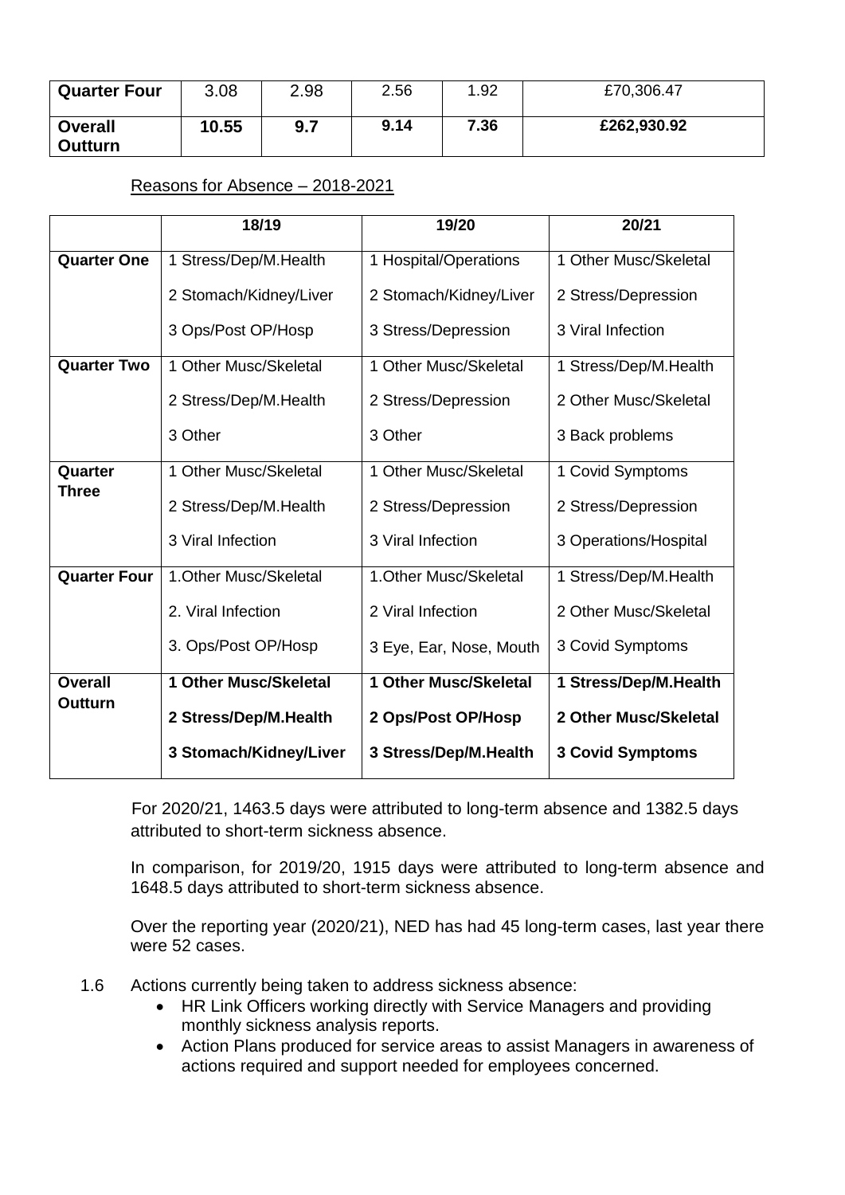| | | | | | |
|---|---|---|---|---|---|
| **Quarter Four** | 3.08 | 2.98 | 2.56 | 1.92 | £70,306.47 |
| **Overall Outturn** | **10.55** | **9.7** | **9.14** | **7.36** | **£262,930.92** |

Reasons for Absence – 2018-2021

| | 18/19 | 19/20 | 20/21 |
|---|---|---|---|
| **Quarter One** | 1 Stress/Dep/M.Health<br>2 Stomach/Kidney/Liver<br>3 Ops/Post OP/Hosp | 1 Hospital/Operations<br>2 Stomach/Kidney/Liver<br>3 Stress/Depression | 1 Other Musc/Skeletal<br>2 Stress/Depression<br>3 Viral Infection |
| **Quarter Two** | 1 Other Musc/Skeletal<br>2 Stress/Dep/M.Health<br>3 Other | 1 Other Musc/Skeletal<br>2 Stress/Depression<br>3 Other | 1 Stress/Dep/M.Health<br>2 Other Musc/Skeletal<br>3 Back problems |
| **Quarter Three** | 1 Other Musc/Skeletal<br>2 Stress/Dep/M.Health<br>3 Viral Infection | 1 Other Musc/Skeletal<br>2 Stress/Depression<br>3 Viral Infection | 1 Covid Symptoms<br>2 Stress/Depression<br>3 Operations/Hospital |
| **Quarter Four** | 1.Other Musc/Skeletal<br>2. Viral Infection<br>3. Ops/Post OP/Hosp | 1.Other Musc/Skeletal<br>2 Viral Infection<br>3 Eye, Ear, Nose, Mouth | 1 Stress/Dep/M.Health<br>2 Other Musc/Skeletal<br>3 Covid Symptoms |
| **Overall Outturn** | **1 Other Musc/Skeletal**<br>**2 Stress/Dep/M.Health**<br>**3 Stomach/Kidney/Liver** | **1 Other Musc/Skeletal**<br>**2 Ops/Post OP/Hosp**<br>**3 Stress/Dep/M.Health** | **1 Stress/Dep/M.Health**<br>**2 Other Musc/Skeletal**<br>**3 Covid Symptoms** |

For 2020/21, 1463.5 days were attributed to long-term absence and 1382.5 days attributed to short-term sickness absence.

In comparison, for 2019/20, 1915 days were attributed to long-term absence and 1648.5 days attributed to short-term sickness absence.

Over the reporting year (2020/21), NED has had 45 long-term cases, last year there were 52 cases.

1.6 Actions currently being taken to address sickness absence:

- HR Link Officers working directly with Service Managers and providing monthly sickness analysis reports.
- Action Plans produced for service areas to assist Managers in awareness of actions required and support needed for employees concerned.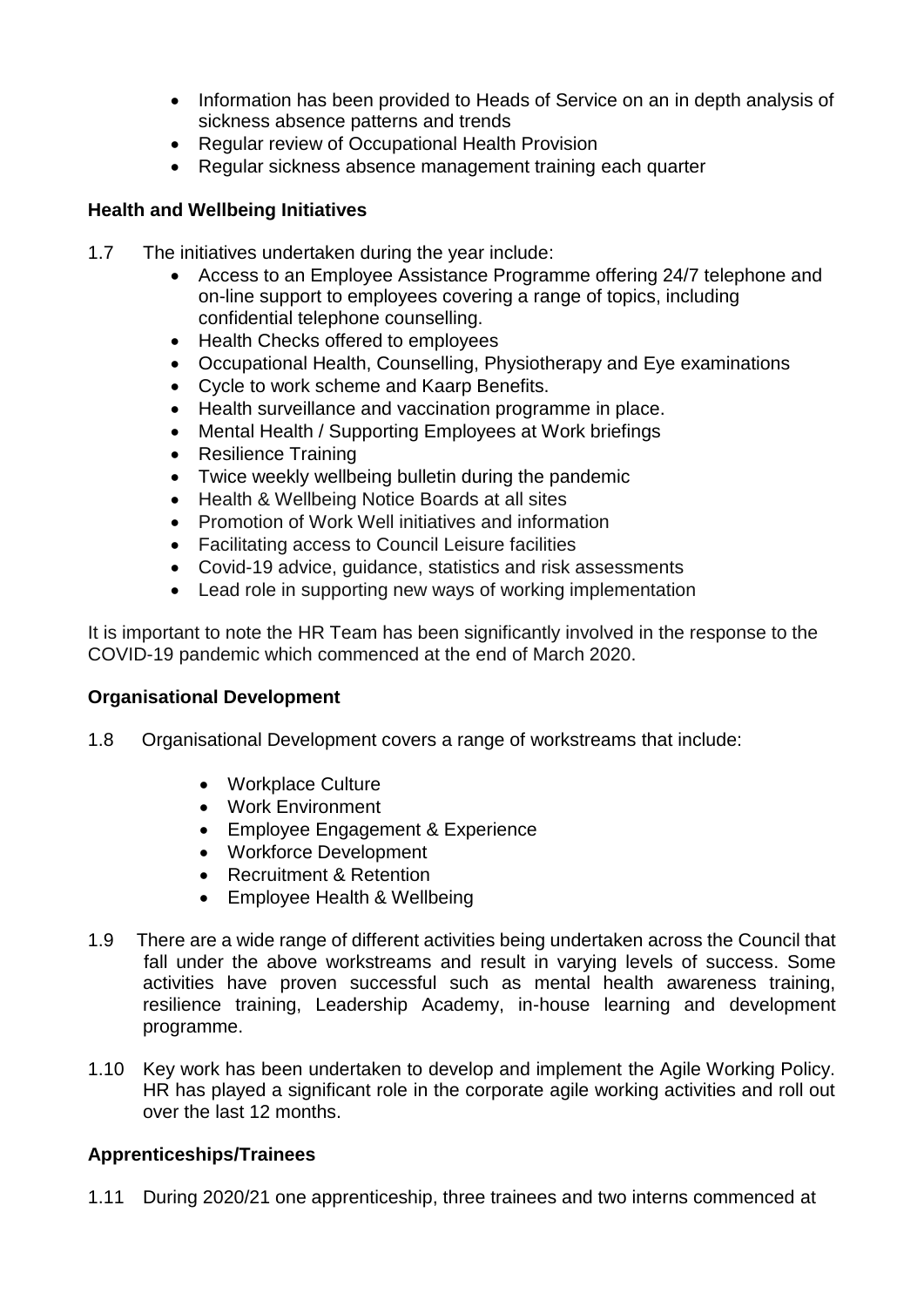- Information has been provided to Heads of Service on an in depth analysis of sickness absence patterns and trends
- Regular review of Occupational Health Provision
- Regular sickness absence management training each quarter

**Health and Wellbeing Initiatives**

1.7 The initiatives undertaken during the year include:

- Access to an Employee Assistance Programme offering 24/7 telephone and on-line support to employees covering a range of topics, including confidential telephone counselling.
- Health Checks offered to employees
- Occupational Health, Counselling, Physiotherapy and Eye examinations
- Cycle to work scheme and Kaarp Benefits.
- Health surveillance and vaccination programme in place.
- Mental Health / Supporting Employees at Work briefings
- Resilience Training
- Twice weekly wellbeing bulletin during the pandemic
- Health & Wellbeing Notice Boards at all sites
- Promotion of Work Well initiatives and information
- Facilitating access to Council Leisure facilities
- Covid-19 advice, guidance, statistics and risk assessments
- Lead role in supporting new ways of working implementation

It is important to note the HR Team has been significantly involved in the response to the COVID-19 pandemic which commenced at the end of March 2020.

**Organisational Development**

1.8 Organisational Development covers a range of workstreams that include:

- Workplace Culture
- Work Environment
- Employee Engagement & Experience
- Workforce Development
- Recruitment & Retention
- Employee Health & Wellbeing

1.9 There are a wide range of different activities being undertaken across the Council that fall under the above workstreams and result in varying levels of success. Some activities have proven successful such as mental health awareness training, resilience training, Leadership Academy, in-house learning and development programme.

1.10 Key work has been undertaken to develop and implement the Agile Working Policy. HR has played a significant role in the corporate agile working activities and roll out over the last 12 months.

**Apprenticeships/Trainees**

1.11 During 2020/21 one apprenticeship, three trainees and two interns commenced at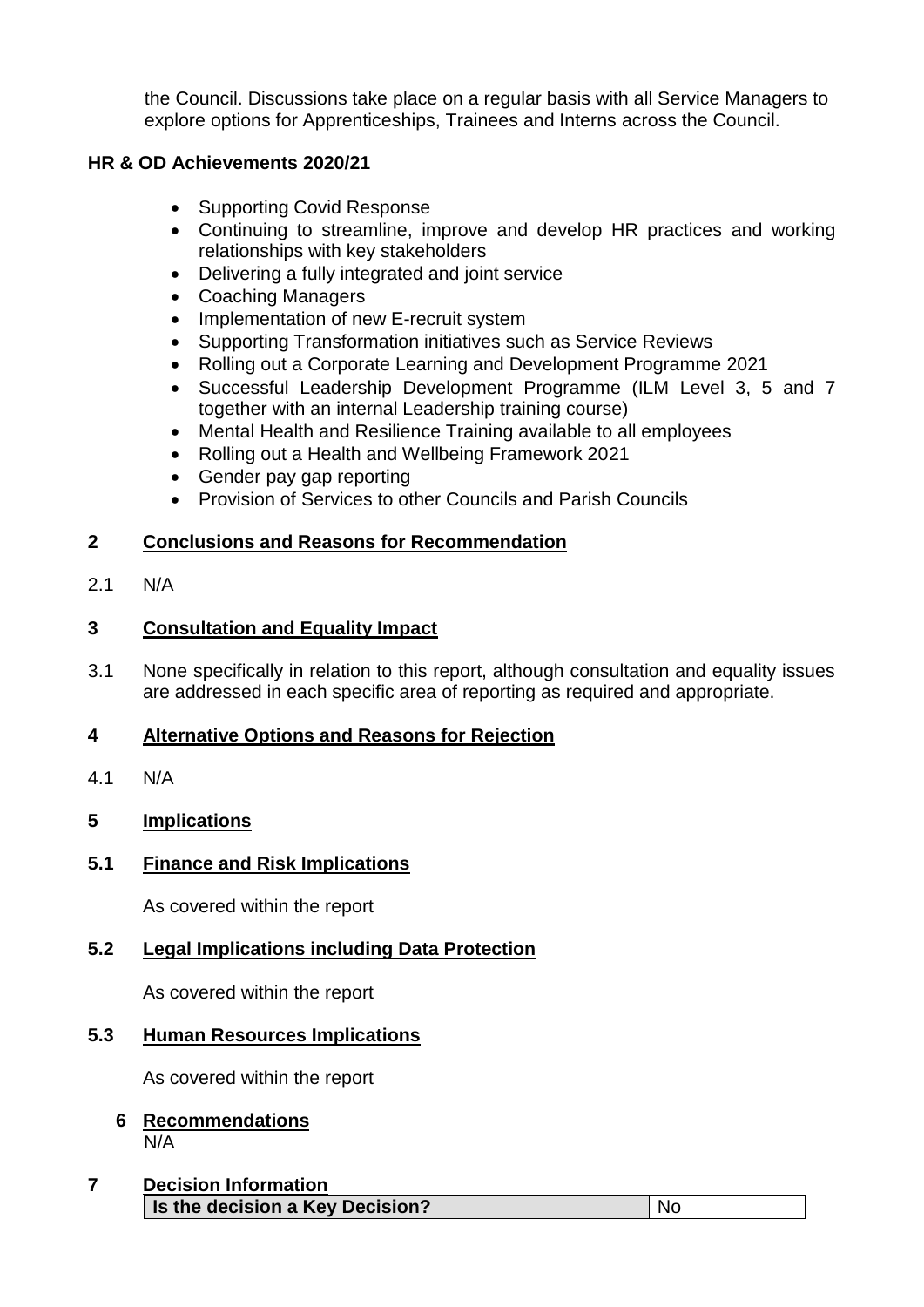the Council. Discussions take place on a regular basis with all Service Managers to explore options for Apprenticeships, Trainees and Interns across the Council.

**HR & OD Achievements 2020/21**

- Supporting Covid Response
- Continuing to streamline, improve and develop HR practices and working relationships with key stakeholders
- Delivering a fully integrated and joint service
- Coaching Managers
- Implementation of new E-recruit system
- Supporting Transformation initiatives such as Service Reviews
- Rolling out a Corporate Learning and Development Programme 2021
- Successful Leadership Development Programme (ILM Level 3, 5 and 7 together with an internal Leadership training course)
- Mental Health and Resilience Training available to all employees
- Rolling out a Health and Wellbeing Framework 2021
- Gender pay gap reporting
- Provision of Services to other Councils and Parish Councils

## 2 Conclusions and Reasons for Recommendation

2.1 N/A

## 3 Consultation and Equality Impact

3.1 None specifically in relation to this report, although consultation and equality issues are addressed in each specific area of reporting as required and appropriate.

## 4 Alternative Options and Reasons for Rejection

4.1 N/A

## 5 Implications

### 5.1 Finance and Risk Implications

As covered within the report

### 5.2 Legal Implications including Data Protection

As covered within the report

### 5.3 Human Resources Implications

As covered within the report

## 6 Recommendations

N/A

## 7 Decision Information

| | |
|---|---|
| **Is the decision a Key Decision?** | No |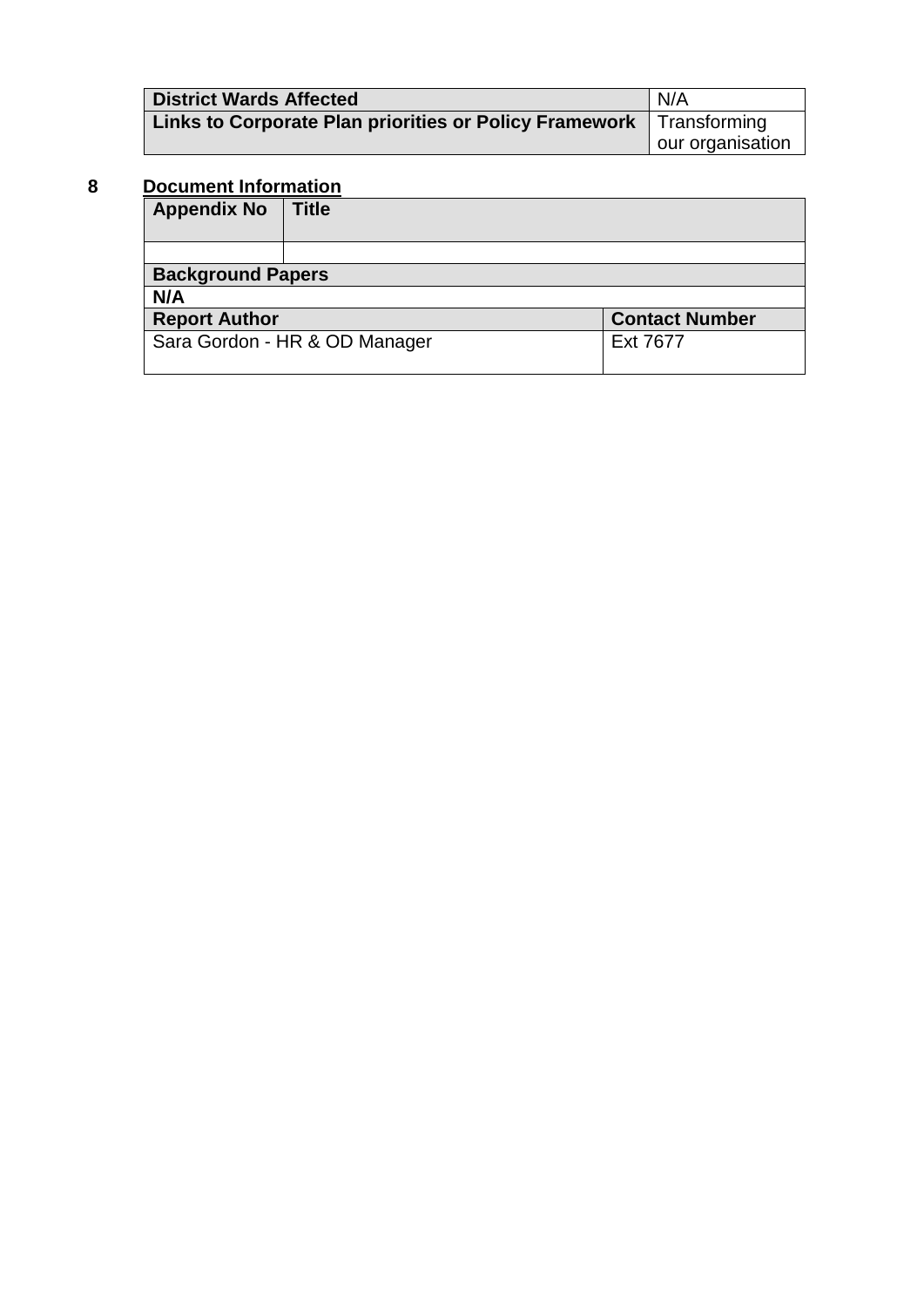| | |
|---|---|
| **District Wards Affected** | N/A |
| **Links to Corporate Plan priorities or Policy Framework** | Transforming our organisation |

## 8 Document Information

| **Appendix No** | **Title** |
|---|---|
| | |

| **Background Papers** | |
|---|---|
| **N/A** | |
| **Report Author** | **Contact Number** |
| Sara Gordon - HR & OD Manager | Ext 7677 |